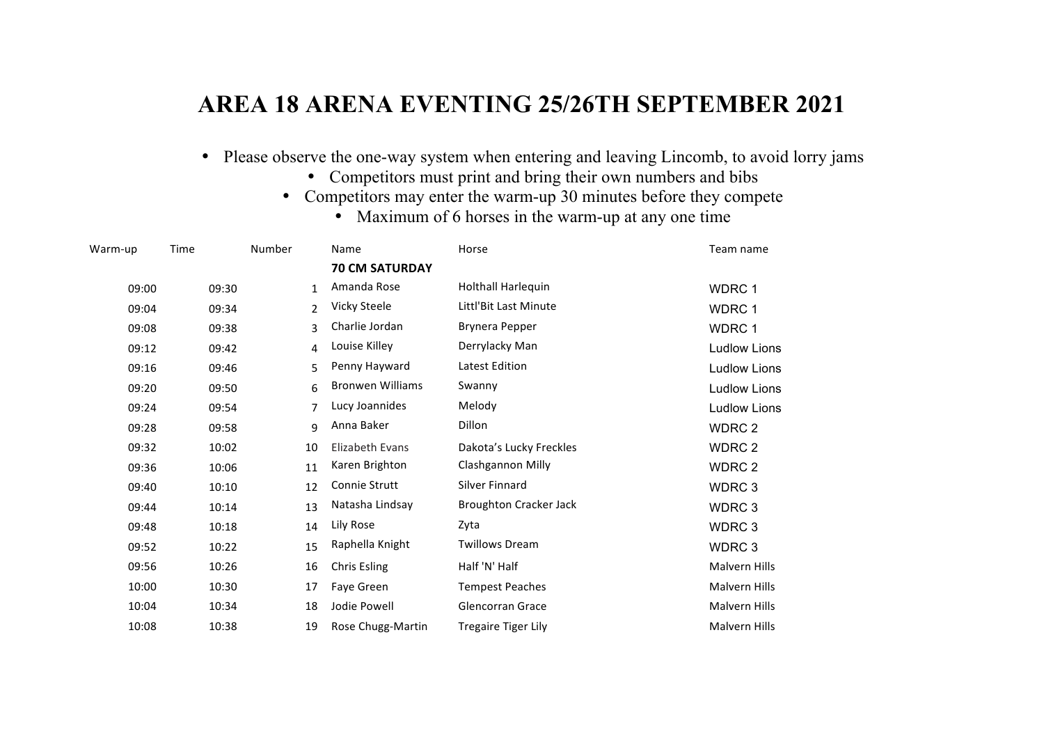# AREA 18 ARENA EVENTING 25/26TH SEPTEMBER 2021

- Please observe the one-way system when entering and leaving Lincomb, to avoid lorry jams
- Competitors must print and bring their own numbers and bibs
- Competitors may enter the warm-up 30 minutes before they compete
- Maximum of 6 horses in the warm-up at any one time

| Warm-up | Time | Number | Name | Horse | Team name |
|---|---|---|---|---|---|
| | | | **70 CM SATURDAY** | | |
| 09:00 | 09:30 | 1 | Amanda Rose | Holthall Harlequin | WDRC 1 |
| 09:04 | 09:34 | 2 | Vicky Steele | Littl'Bit Last Minute | WDRC 1 |
| 09:08 | 09:38 | 3 | Charlie Jordan | Brynera Pepper | WDRC 1 |
| 09:12 | 09:42 | 4 | Louise Killey | Derrylacky Man | Ludlow Lions |
| 09:16 | 09:46 | 5 | Penny Hayward | Latest Edition | Ludlow Lions |
| 09:20 | 09:50 | 6 | Bronwen Williams | Swanny | Ludlow Lions |
| 09:24 | 09:54 | 7 | Lucy Joannides | Melody | Ludlow Lions |
| 09:28 | 09:58 | 9 | Anna Baker | Dillon | WDRC 2 |
| 09:32 | 10:02 | 10 | Elizabeth Evans | Dakota's Lucky Freckles | WDRC 2 |
| 09:36 | 10:06 | 11 | Karen Brighton | Clashgannon Milly | WDRC 2 |
| 09:40 | 10:10 | 12 | Connie Strutt | Silver Finnard | WDRC 3 |
| 09:44 | 10:14 | 13 | Natasha Lindsay | Broughton Cracker Jack | WDRC 3 |
| 09:48 | 10:18 | 14 | Lily Rose | Zyta | WDRC 3 |
| 09:52 | 10:22 | 15 | Raphella Knight | Twillows Dream | WDRC 3 |
| 09:56 | 10:26 | 16 | Chris Esling | Half 'N' Half | Malvern Hills |
| 10:00 | 10:30 | 17 | Faye Green | Tempest Peaches | Malvern Hills |
| 10:04 | 10:34 | 18 | Jodie Powell | Glencorran Grace | Malvern Hills |
| 10:08 | 10:38 | 19 | Rose Chugg-Martin | Tregaire Tiger Lily | Malvern Hills |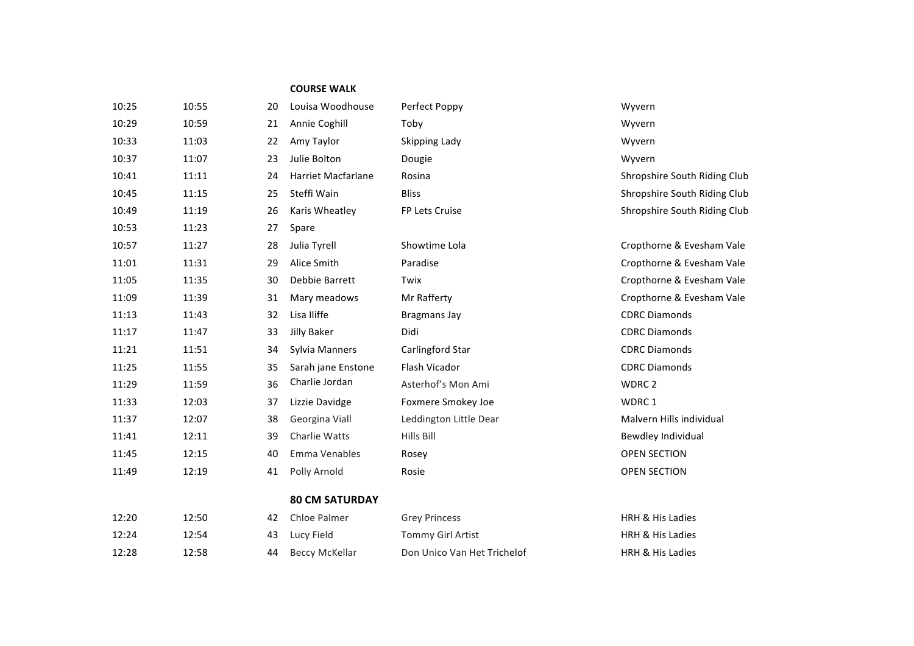| | | | **COURSE WALK** | | |
|---|---|---|---|---|---|
| 10:25 | 10:55 | 20 | Louisa Woodhouse | Perfect Poppy | Wyvern |
| 10:29 | 10:59 | 21 | Annie Coghill | Toby | Wyvern |
| 10:33 | 11:03 | 22 | Amy Taylor | Skipping Lady | Wyvern |
| 10:37 | 11:07 | 23 | Julie Bolton | Dougie | Wyvern |
| 10:41 | 11:11 | 24 | Harriet Macfarlane | Rosina | Shropshire South Riding Club |
| 10:45 | 11:15 | 25 | Steffi Wain | Bliss | Shropshire South Riding Club |
| 10:49 | 11:19 | 26 | Karis Wheatley | FP Lets Cruise | Shropshire South Riding Club |
| 10:53 | 11:23 | 27 | Spare | | |
| 10:57 | 11:27 | 28 | Julia Tyrell | Showtime Lola | Cropthorne & Evesham Vale |
| 11:01 | 11:31 | 29 | Alice Smith | Paradise | Cropthorne & Evesham Vale |
| 11:05 | 11:35 | 30 | Debbie Barrett | Twix | Cropthorne & Evesham Vale |
| 11:09 | 11:39 | 31 | Mary meadows | Mr Rafferty | Cropthorne & Evesham Vale |
| 11:13 | 11:43 | 32 | Lisa Iliffe | Bragmans Jay | CDRC Diamonds |
| 11:17 | 11:47 | 33 | Jilly Baker | Didi | CDRC Diamonds |
| 11:21 | 11:51 | 34 | Sylvia Manners | Carlingford Star | CDRC Diamonds |
| 11:25 | 11:55 | 35 | Sarah jane Enstone | Flash Vicador | CDRC Diamonds |
| 11:29 | 11:59 | 36 | Charlie Jordan | Asterhof's Mon Ami | WDRC 2 |
| 11:33 | 12:03 | 37 | Lizzie Davidge | Foxmere Smokey Joe | WDRC 1 |
| 11:37 | 12:07 | 38 | Georgina Viall | Leddington Little Dear | Malvern Hills individual |
| 11:41 | 12:11 | 39 | Charlie Watts | Hills Bill | Bewdley Individual |
| 11:45 | 12:15 | 40 | Emma Venables | Rosey | OPEN SECTION |
| 11:49 | 12:19 | 41 | Polly Arnold | Rosie | OPEN SECTION |
| | | | **80 CM SATURDAY** | | |
| 12:20 | 12:50 | 42 | Chloe Palmer | Grey Princess | HRH & His Ladies |
| 12:24 | 12:54 | 43 | Lucy Field | Tommy Girl Artist | HRH & His Ladies |
| 12:28 | 12:58 | 44 | Beccy McKellar | Don Unico Van Het Trichelof | HRH & His Ladies |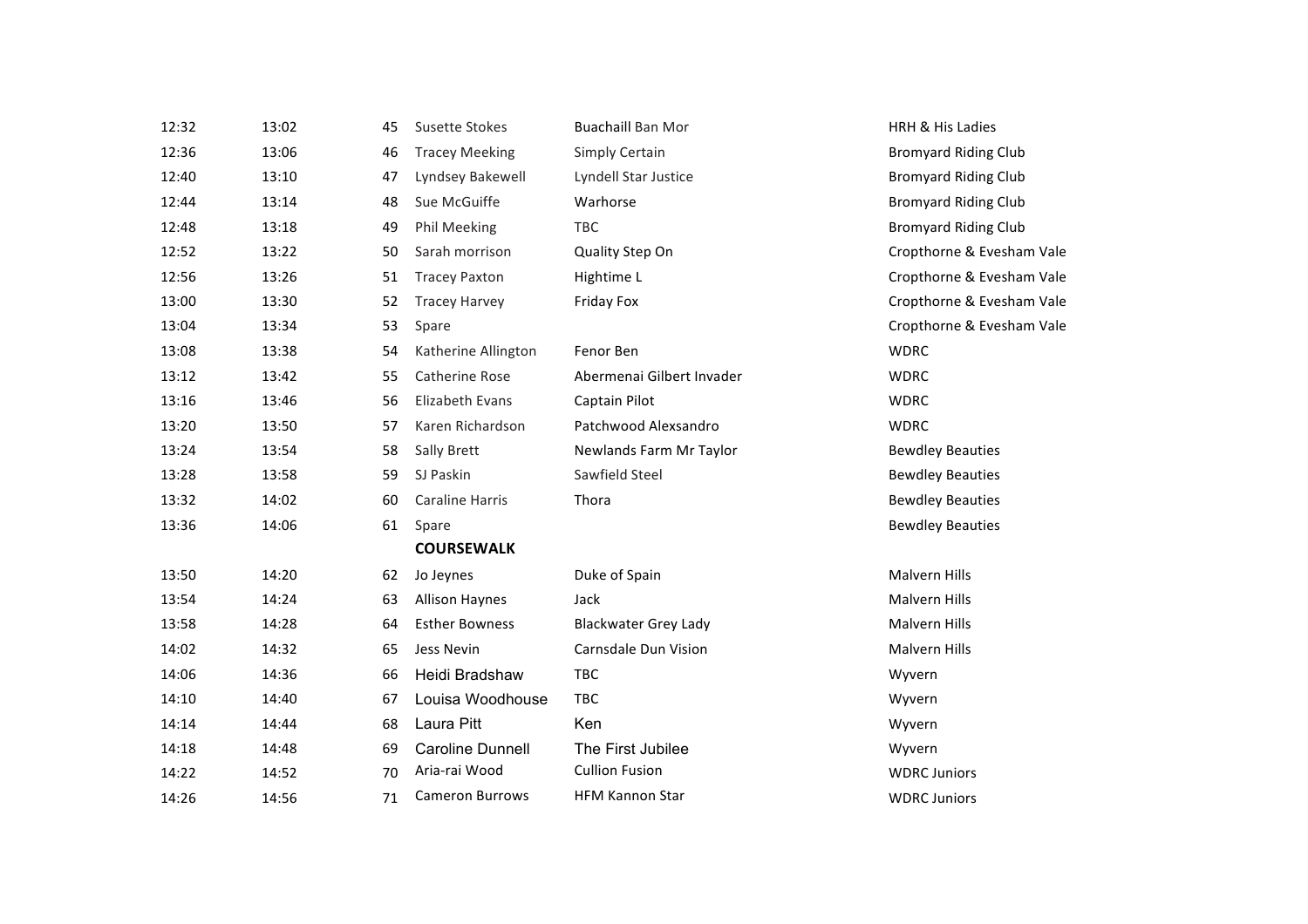| | | | | | |
|---|---|---|---|---|---|
| 12:32 | 13:02 | 45 | Susette Stokes | Buachaill Ban Mor | HRH & His Ladies |
| 12:36 | 13:06 | 46 | Tracey Meeking | Simply Certain | Bromyard Riding Club |
| 12:40 | 13:10 | 47 | Lyndsey Bakewell | Lyndell Star Justice | Bromyard Riding Club |
| 12:44 | 13:14 | 48 | Sue McGuiffe | Warhorse | Bromyard Riding Club |
| 12:48 | 13:18 | 49 | Phil Meeking | TBC | Bromyard Riding Club |
| 12:52 | 13:22 | 50 | Sarah morrison | Quality Step On | Cropthorne & Evesham Vale |
| 12:56 | 13:26 | 51 | Tracey Paxton | Hightime L | Cropthorne & Evesham Vale |
| 13:00 | 13:30 | 52 | Tracey Harvey | Friday Fox | Cropthorne & Evesham Vale |
| 13:04 | 13:34 | 53 | Spare | | Cropthorne & Evesham Vale |
| 13:08 | 13:38 | 54 | Katherine Allington | Fenor Ben | WDRC |
| 13:12 | 13:42 | 55 | Catherine Rose | Abermenai Gilbert Invader | WDRC |
| 13:16 | 13:46 | 56 | Elizabeth Evans | Captain Pilot | WDRC |
| 13:20 | 13:50 | 57 | Karen Richardson | Patchwood Alexsandro | WDRC |
| 13:24 | 13:54 | 58 | Sally Brett | Newlands Farm Mr Taylor | Bewdley Beauties |
| 13:28 | 13:58 | 59 | SJ Paskin | Sawfield Steel | Bewdley Beauties |
| 13:32 | 14:02 | 60 | Caraline Harris | Thora | Bewdley Beauties |
| 13:36 | 14:06 | 61 | Spare | | Bewdley Beauties |
| | | | **COURSEWALK** | | |
| 13:50 | 14:20 | 62 | Jo Jeynes | Duke of Spain | Malvern Hills |
| 13:54 | 14:24 | 63 | Allison Haynes | Jack | Malvern Hills |
| 13:58 | 14:28 | 64 | Esther Bowness | Blackwater Grey Lady | Malvern Hills |
| 14:02 | 14:32 | 65 | Jess Nevin | Carnsdale Dun Vision | Malvern Hills |
| 14:06 | 14:36 | 66 | Heidi Bradshaw | TBC | Wyvern |
| 14:10 | 14:40 | 67 | Louisa Woodhouse | TBC | Wyvern |
| 14:14 | 14:44 | 68 | Laura Pitt | Ken | Wyvern |
| 14:18 | 14:48 | 69 | Caroline Dunnell | The First Jubilee | Wyvern |
| 14:22 | 14:52 | 70 | Aria-rai Wood | Cullion Fusion | WDRC Juniors |
| 14:26 | 14:56 | 71 | Cameron Burrows | HFM Kannon Star | WDRC Juniors |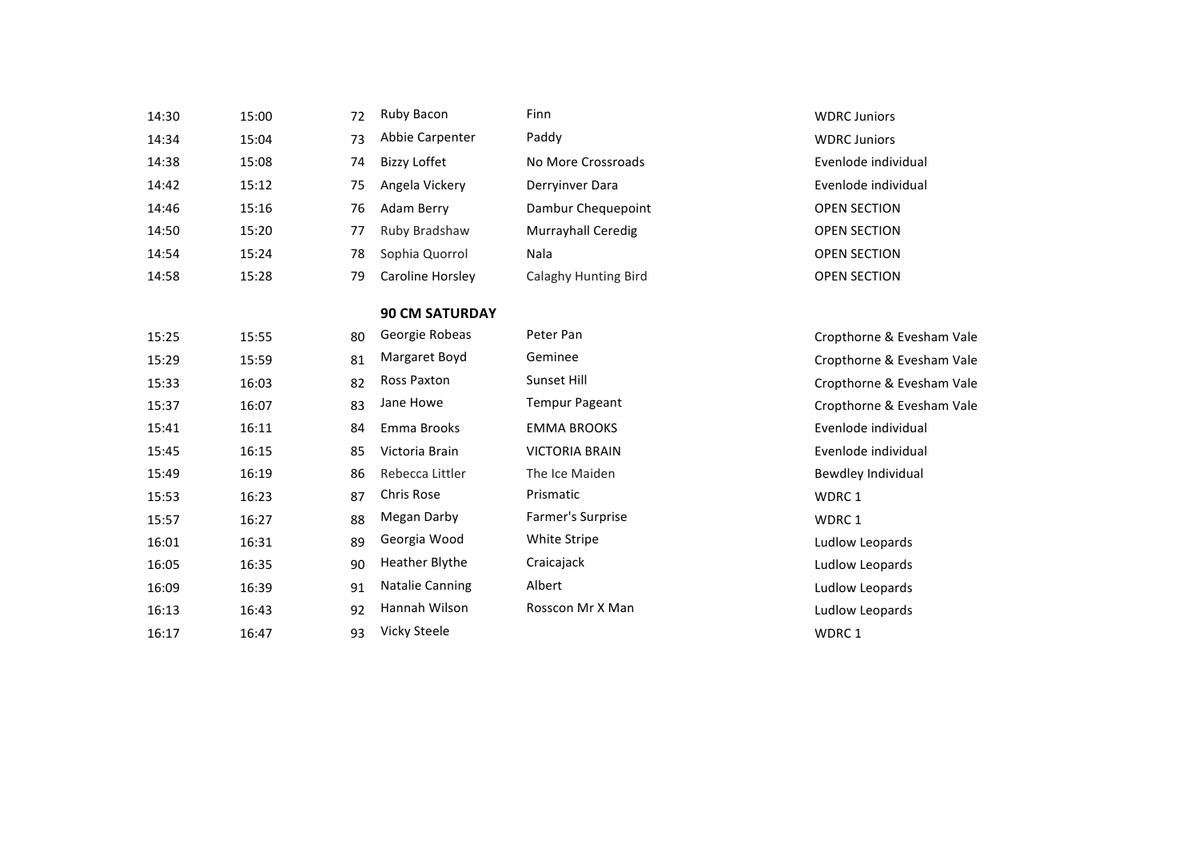| | | | | | |
|---|---|---|---|---|---|
| 14:30 | 15:00 | 72 | Ruby Bacon | Finn | WDRC Juniors |
| 14:34 | 15:04 | 73 | Abbie Carpenter | Paddy | WDRC Juniors |
| 14:38 | 15:08 | 74 | Bizzy Loffet | No More Crossroads | Evenlode individual |
| 14:42 | 15:12 | 75 | Angela Vickery | Derryinver Dara | Evenlode individual |
| 14:46 | 15:16 | 76 | Adam Berry | Dambur Chequepoint | OPEN SECTION |
| 14:50 | 15:20 | 77 | Ruby Bradshaw | Murrayhall Ceredig | OPEN SECTION |
| 14:54 | 15:24 | 78 | Sophia Quorrol | Nala | OPEN SECTION |
| 14:58 | 15:28 | 79 | Caroline Horsley | Calaghy Hunting Bird | OPEN SECTION |
| | | | **90 CM SATURDAY** | | |
| 15:25 | 15:55 | 80 | Georgie Robeas | Peter Pan | Cropthorne & Evesham Vale |
| 15:29 | 15:59 | 81 | Margaret Boyd | Geminee | Cropthorne & Evesham Vale |
| 15:33 | 16:03 | 82 | Ross Paxton | Sunset Hill | Cropthorne & Evesham Vale |
| 15:37 | 16:07 | 83 | Jane Howe | Tempur Pageant | Cropthorne & Evesham Vale |
| 15:41 | 16:11 | 84 | Emma Brooks | EMMA BROOKS | Evenlode individual |
| 15:45 | 16:15 | 85 | Victoria Brain | VICTORIA BRAIN | Evenlode individual |
| 15:49 | 16:19 | 86 | Rebecca Littler | The Ice Maiden | Bewdley Individual |
| 15:53 | 16:23 | 87 | Chris Rose | Prismatic | WDRC 1 |
| 15:57 | 16:27 | 88 | Megan Darby | Farmer's Surprise | WDRC 1 |
| 16:01 | 16:31 | 89 | Georgia Wood | White Stripe | Ludlow Leopards |
| 16:05 | 16:35 | 90 | Heather Blythe | Craicajack | Ludlow Leopards |
| 16:09 | 16:39 | 91 | Natalie Canning | Albert | Ludlow Leopards |
| 16:13 | 16:43 | 92 | Hannah Wilson | Rosscon Mr X Man | Ludlow Leopards |
| 16:17 | 16:47 | 93 | Vicky Steele | | WDRC 1 |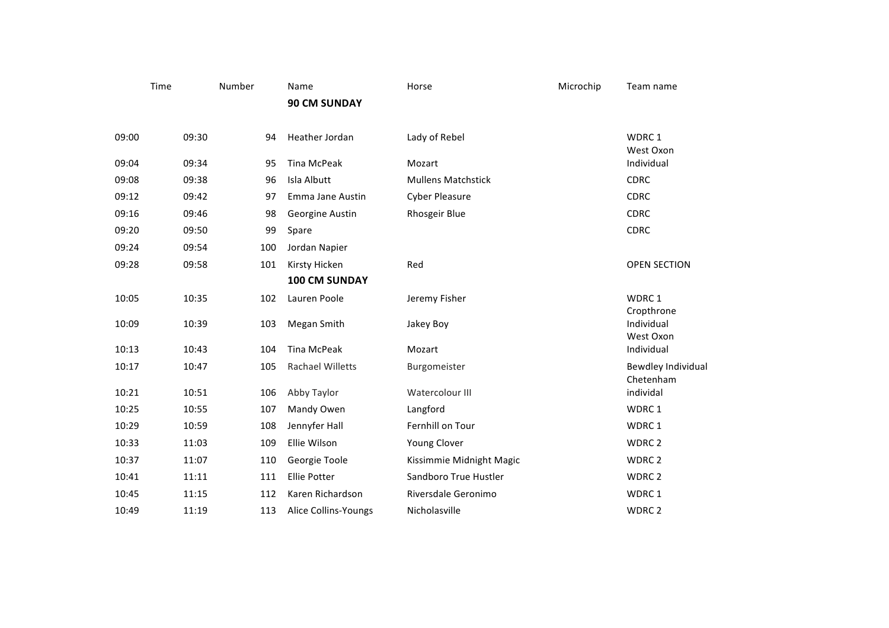| Time | | Number | Name | Horse | Microchip | Team name |
|---|---|---|---|---|---|---|
| | | | **90 CM SUNDAY** | | | |
| 09:00 | 09:30 | 94 | Heather Jordan | Lady of Rebel | | WDRC 1 |
| 09:04 | 09:34 | 95 | Tina McPeak | Mozart | | West Oxon Individual |
| 09:08 | 09:38 | 96 | Isla Albutt | Mullens Matchstick | | CDRC |
| 09:12 | 09:42 | 97 | Emma Jane Austin | Cyber Pleasure | | CDRC |
| 09:16 | 09:46 | 98 | Georgine Austin | Rhosgeir Blue | | CDRC |
| 09:20 | 09:50 | 99 | Spare | | | CDRC |
| 09:24 | 09:54 | 100 | Jordan Napier | | | |
| 09:28 | 09:58 | 101 | Kirsty Hicken | Red | | OPEN SECTION |
| | | | **100 CM SUNDAY** | | | |
| 10:05 | 10:35 | 102 | Lauren Poole | Jeremy Fisher | | WDRC 1 |
| 10:09 | 10:39 | 103 | Megan Smith | Jakey Boy | | Cropthrone Individual |
| 10:13 | 10:43 | 104 | Tina McPeak | Mozart | | West Oxon Individual |
| 10:17 | 10:47 | 105 | Rachael Willetts | Burgomeister | | Bewdley Individual |
| 10:21 | 10:51 | 106 | Abby Taylor | Watercolour III | | Chetenham individal |
| 10:25 | 10:55 | 107 | Mandy Owen | Langford | | WDRC 1 |
| 10:29 | 10:59 | 108 | Jennyfer Hall | Fernhill on Tour | | WDRC 1 |
| 10:33 | 11:03 | 109 | Ellie Wilson | Young Clover | | WDRC 2 |
| 10:37 | 11:07 | 110 | Georgie Toole | Kissimmie Midnight Magic | | WDRC 2 |
| 10:41 | 11:11 | 111 | Ellie Potter | Sandboro True Hustler | | WDRC 2 |
| 10:45 | 11:15 | 112 | Karen Richardson | Riversdale Geronimo | | WDRC 1 |
| 10:49 | 11:19 | 113 | Alice Collins-Youngs | Nicholasville | | WDRC 2 |